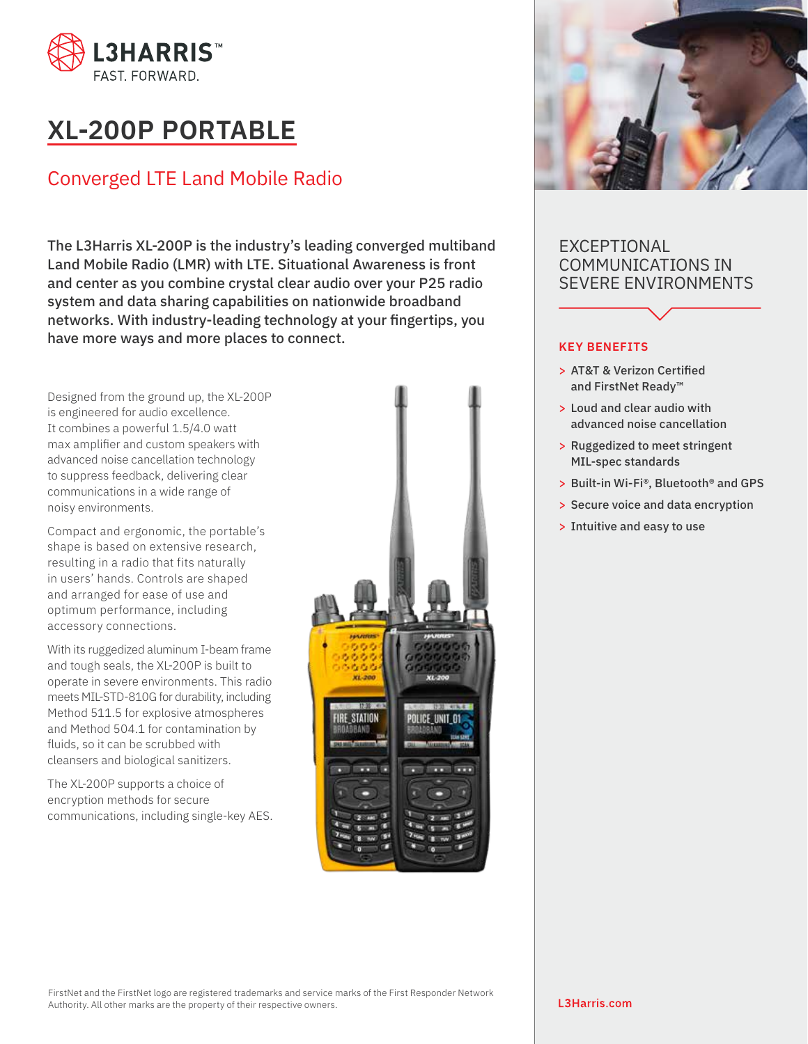L3HARRIS™
FAST. FORWARD.

# XL-200P PORTABLE

## Converged LTE Land Mobile Radio

**The L3Harris XL-200P is the industry's leading converged multiband Land Mobile Radio (LMR) with LTE. Situational Awareness is front and center as you combine crystal clear audio over your P25 radio system and data sharing capabilities on nationwide broadband networks. With industry-leading technology at your fingertips, you have more ways and more places to connect.**

Designed from the ground up, the XL-200P is engineered for audio excellence. It combines a powerful 1.5/4.0 watt max amplifier and custom speakers with advanced noise cancellation technology to suppress feedback, delivering clear communications in a wide range of noisy environments.

Compact and ergonomic, the portable's shape is based on extensive research, resulting in a radio that fits naturally in users' hands. Controls are shaped and arranged for ease of use and optimum performance, including accessory connections.

With its ruggedized aluminum I-beam frame and tough seals, the XL-200P is built to operate in severe environments. This radio meets MIL-STD-810G for durability, including Method 511.5 for explosive atmospheres and Method 504.1 for contamination by fluids, so it can be scrubbed with cleansers and biological sanitizers.

The XL-200P supports a choice of encryption methods for secure communications, including single-key AES.

## EXCEPTIONAL COMMUNICATIONS IN SEVERE ENVIRONMENTS

### KEY BENEFITS

- AT&T & Verizon Certified and FirstNet Ready™
- Loud and clear audio with advanced noise cancellation
- Ruggedized to meet stringent MIL-spec standards
- Built-in Wi-Fi®, Bluetooth® and GPS
- Secure voice and data encryption
- Intuitive and easy to use

FirstNet and the FirstNet logo are registered trademarks and service marks of the First Responder Network Authority. All other marks are the property of their respective owners.

L3Harris.com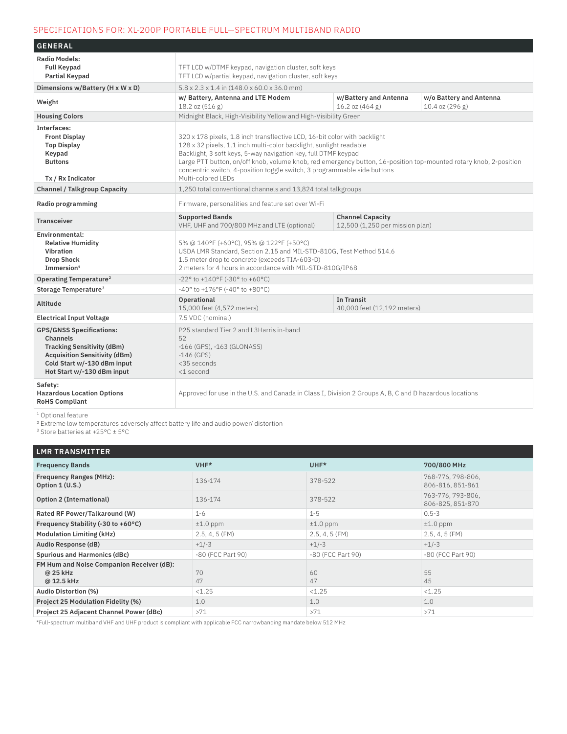## SPECIFICATIONS FOR: XL-200P PORTABLE FULL—SPECTRUM MULTIBAND RADIO

| GENERAL | | | |
|---|---|---|---|
| **Radio Models:**<br>**Full Keypad**<br>**Partial Keypad** | TFT LCD w/DTMF keypad, navigation cluster, soft keys<br>TFT LCD w/partial keypad, navigation cluster, soft keys | | |
| **Dimensions w/Battery (H x W x D)** | 5.8 x 2.3 x 1.4 in (148.0 x 60.0 x 36.0 mm) | | |
| **Weight** | **w/ Battery, Antenna and LTE Modem**<br>18.2 oz (516 g) | **w/Battery and Antenna**<br>16.2 oz (464 g) | **w/o Battery and Antenna**<br>10.4 oz (296 g) |
| **Housing Colors** | Midnight Black, High-Visibility Yellow and High-Visibility Green | | |
| **Interfaces:**<br>**Front Display**<br>**Top Display**<br>**Keypad**<br>**Buttons**<br><br>**Tx / Rx Indicator** | 320 x 178 pixels, 1.8 inch transflective LCD, 16-bit color with backlight<br>128 x 32 pixels, 1.1 inch multi-color backlight, sunlight readable<br>Backlight, 3 soft keys, 5-way navigation key, full DTMF keypad<br>Large PTT button, on/off knob, volume knob, red emergency button, 16-position top-mounted rotary knob, 2-position concentric switch, 4-position toggle switch, 3 programmable side buttons<br>Multi-colored LEDs | | |
| **Channel / Talkgroup Capacity** | 1,250 total conventional channels and 13,824 total talkgroups | | |
| **Radio programming** | Firmware, personalities and feature set over Wi-Fi | | |
| **Transceiver** | **Supported Bands**<br>VHF, UHF and 700/800 MHz and LTE (optional) | **Channel Capacity**<br>12,500 (1,250 per mission plan) | |
| **Environmental:**<br>**Relative Humidity**<br>**Vibration**<br>**Drop Shock**<br>**Immersion**[1] | 5% @ 140°F (+60°C), 95% @ 122°F (+50°C)<br>USDA LMR Standard, Section 2.15 and MIL-STD-810G, Test Method 514.6<br>1.5 meter drop to concrete (exceeds TIA-603-D)<br>2 meters for 4 hours in accordance with MIL-STD-810G/IP68 | | |
| **Operating Temperature**[2] | -22° to +140°F (-30° to +60°C) | | |
| **Storage Temperature**[3] | -40° to +176°F (-40° to +80°C) | | |
| **Altitude** | **Operational**<br>15,000 feet (4,572 meters) | **In Transit**<br>40,000 feet (12,192 meters) | |
| **Electrical Input Voltage** | 7.5 VDC (nominal) | | |
| **GPS/GNSS Specifications:**<br>**Channels**<br>**Tracking Sensitivity (dBm)**<br>**Acquisition Sensitivity (dBm)**<br>**Cold Start w/-130 dBm input**<br>**Hot Start w/-130 dBm input** | P25 standard Tier 2 and L3Harris in-band<br>52<br>-166 (GPS), -163 (GLONASS)<br>-146 (GPS)<br><35 seconds<br><1 second | | |
| **Safety:**<br>**Hazardous Location Options**<br>**RoHS Compliant** | Approved for use in the U.S. and Canada in Class I, Division 2 Groups A, B, C and D hazardous locations | | |

[1] Optional feature
[2] Extreme low temperatures adversely affect battery life and audio power/ distortion
[3] Store batteries at +25°C ± 5°C

## LMR TRANSMITTER

| Frequency Bands | VHF* | UHF* | 700/800 MHz |
|---|---|---|---|
| **Frequency Ranges (MHz):**<br>**Option 1 (U.S.)** | 136-174 | 378-522 | 768-776, 798-806, 806-816, 851-861 |
| **Option 2 (International)** | 136-174 | 378-522 | 763-776, 793-806, 806-825, 851-870 |
| **Rated RF Power/Talkaround (W)** | 1-6 | 1-5 | 0.5-3 |
| **Frequency Stability (-30 to +60°C)** | ±1.0 ppm | ±1.0 ppm | ±1.0 ppm |
| **Modulation Limiting (kHz)** | 2.5, 4, 5 (FM) | 2.5, 4, 5 (FM) | 2.5, 4, 5 (FM) |
| **Audio Response (dB)** | +1/-3 | +1/-3 | +1/-3 |
| **Spurious and Harmonics (dBc)** | -80 (FCC Part 90) | -80 (FCC Part 90) | -80 (FCC Part 90) |
| **FM Hum and Noise Companion Receiver (dB):**<br>**@ 25 kHz**<br>**@ 12.5 kHz** | 70<br>47 | 60<br>47 | 55<br>45 |
| **Audio Distortion (%)** | <1.25 | <1.25 | <1.25 |
| **Project 25 Modulation Fidelity (%)** | 1.0 | 1.0 | 1.0 |
| **Project 25 Adjacent Channel Power (dBc)** | >71 | >71 | >71 |

*Full-spectrum multiband VHF and UHF product is compliant with applicable FCC narrowbanding mandate below 512 MHz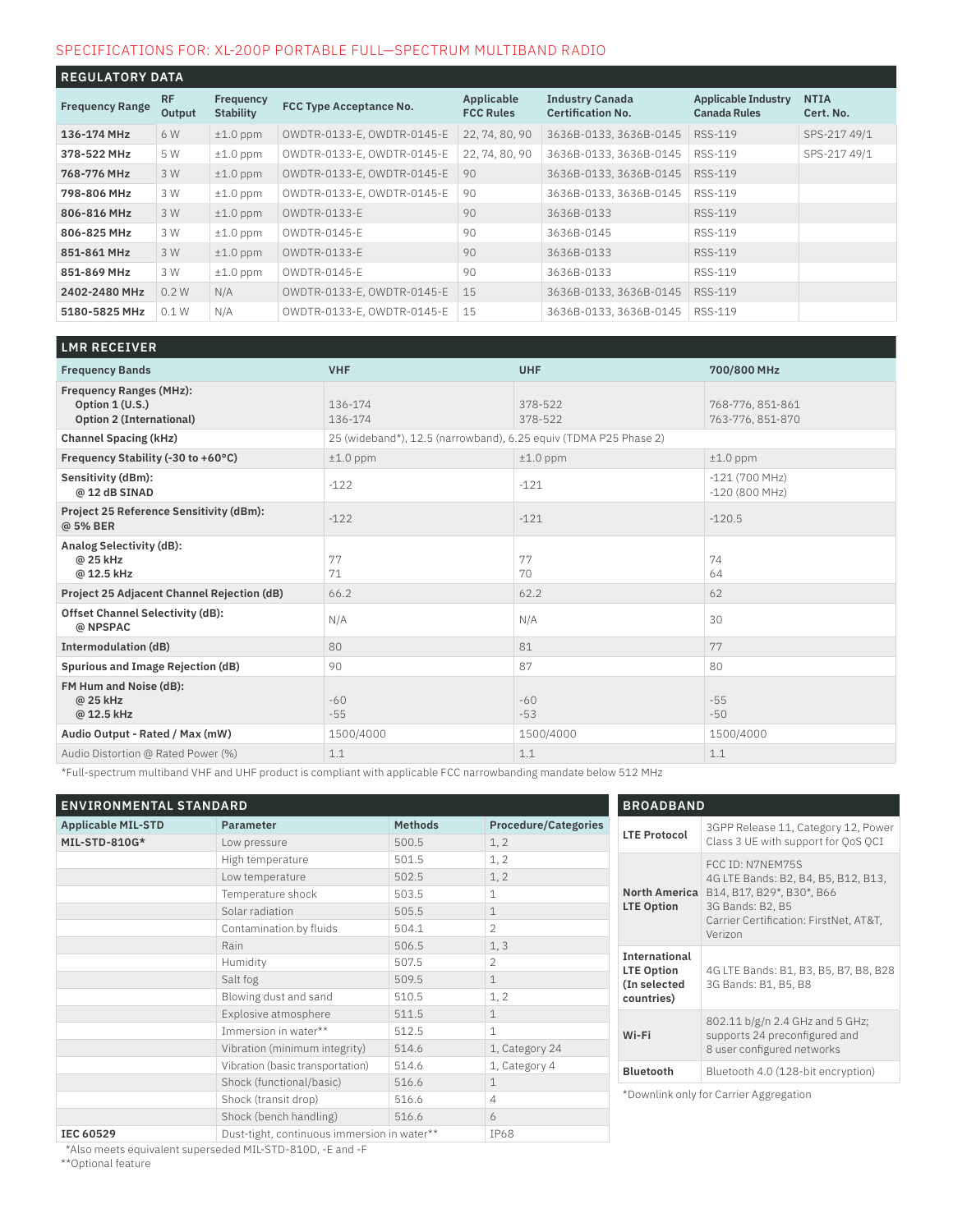## SPECIFICATIONS FOR: XL-200P PORTABLE FULL—SPECTRUM MULTIBAND RADIO

### REGULATORY DATA

| Frequency Range | RF Output | Frequency Stability | FCC Type Acceptance No. | Applicable FCC Rules | Industry Canada Certification No. | Applicable Industry Canada Rules | NTIA Cert. No. |
|---|---|---|---|---|---|---|---|
| **136-174 MHz** | 6 W | ±1.0 ppm | OWDTR-0133-E, OWDTR-0145-E | 22, 74, 80, 90 | 3636B-0133, 3636B-0145 | RSS-119 | SPS-217 49/1 |
| **378-522 MHz** | 5 W | ±1.0 ppm | OWDTR-0133-E, OWDTR-0145-E | 22, 74, 80, 90 | 3636B-0133, 3636B-0145 | RSS-119 | SPS-217 49/1 |
| **768-776 MHz** | 3 W | ±1.0 ppm | OWDTR-0133-E, OWDTR-0145-E | 90 | 3636B-0133, 3636B-0145 | RSS-119 | |
| **798-806 MHz** | 3 W | ±1.0 ppm | OWDTR-0133-E, OWDTR-0145-E | 90 | 3636B-0133, 3636B-0145 | RSS-119 | |
| **806-816 MHz** | 3 W | ±1.0 ppm | OWDTR-0133-E | 90 | 3636B-0133 | RSS-119 | |
| **806-825 MHz** | 3 W | ±1.0 ppm | OWDTR-0145-E | 90 | 3636B-0145 | RSS-119 | |
| **851-861 MHz** | 3 W | ±1.0 ppm | OWDTR-0133-E | 90 | 3636B-0133 | RSS-119 | |
| **851-869 MHz** | 3 W | ±1.0 ppm | OWDTR-0145-E | 90 | 3636B-0133 | RSS-119 | |
| **2402-2480 MHz** | 0.2 W | N/A | OWDTR-0133-E, OWDTR-0145-E | 15 | 3636B-0133, 3636B-0145 | RSS-119 | |
| **5180-5825 MHz** | 0.1 W | N/A | OWDTR-0133-E, OWDTR-0145-E | 15 | 3636B-0133, 3636B-0145 | RSS-119 | |

### LMR RECEIVER

| Frequency Bands | VHF | UHF | 700/800 MHz |
|---|---|---|---|
| **Frequency Ranges (MHz):**<br>**Option 1 (U.S.)**<br>**Option 2 (International)** | <br>136-174<br>136-174 | <br>378-522<br>378-522 | <br>768-776, 851-861<br>763-776, 851-870 |
| **Channel Spacing (kHz)** | 25 (wideband*), 12.5 (narrowband), 6.25 equiv (TDMA P25 Phase 2) | | |
| **Frequency Stability (-30 to +60°C)** | ±1.0 ppm | ±1.0 ppm | ±1.0 ppm |
| **Sensitivity (dBm):**<br>**@ 12 dB SINAD** | -122 | -121 | -121 (700 MHz)<br>-120 (800 MHz) |
| **Project 25 Reference Sensitivity (dBm):**<br>**@ 5% BER** | -122 | -121 | -120.5 |
| **Analog Selectivity (dB):**<br>**@ 25 kHz**<br>**@ 12.5 kHz** | <br>77<br>71 | <br>77<br>70 | <br>74<br>64 |
| **Project 25 Adjacent Channel Rejection (dB)** | 66.2 | 62.2 | 62 |
| **Offset Channel Selectivity (dB):**<br>**@ NPSPAC** | N/A | N/A | 30 |
| **Intermodulation (dB)** | 80 | 81 | 77 |
| **Spurious and Image Rejection (dB)** | 90 | 87 | 80 |
| **FM Hum and Noise (dB):**<br>**@ 25 kHz**<br>**@ 12.5 kHz** | <br>-60<br>-55 | <br>-60<br>-53 | <br>-55<br>-50 |
| **Audio Output - Rated / Max (mW)** | 1500/4000 | 1500/4000 | 1500/4000 |
| Audio Distortion @ Rated Power (%) | 1.1 | 1.1 | 1.1 |

*Full-spectrum multiband VHF and UHF product is compliant with applicable FCC narrowbanding mandate below 512 MHz

### ENVIRONMENTAL STANDARD

| Applicable MIL-STD | Parameter | Methods | Procedure/Categories |
|---|---|---|---|
| **MIL-STD-810G*** | Low pressure | 500.5 | 1, 2 |
| | High temperature | 501.5 | 1, 2 |
| | Low temperature | 502.5 | 1, 2 |
| | Temperature shock | 503.5 | 1 |
| | Solar radiation | 505.5 | 1 |
| | Contamination by fluids | 504.1 | 2 |
| | Rain | 506.5 | 1, 3 |
| | Humidity | 507.5 | 2 |
| | Salt fog | 509.5 | 1 |
| | Blowing dust and sand | 510.5 | 1, 2 |
| | Explosive atmosphere | 511.5 | 1 |
| | Immersion in water** | 512.5 | 1 |
| | Vibration (minimum integrity) | 514.6 | 1, Category 24 |
| | Vibration (basic transportation) | 514.6 | 1, Category 4 |
| | Shock (functional/basic) | 516.6 | 1 |
| | Shock (transit drop) | 516.6 | 4 |
| | Shock (bench handling) | 516.6 | 6 |
| **IEC 60529** | Dust-tight, continuous immersion in water** | | IP68 |

*Also meets equivalent superseded MIL-STD-810D, -E and -F
**Optional feature

### BROADBAND

| | |
|---|---|
| **LTE Protocol** | 3GPP Release 11, Category 12, Power Class 3 UE with support for QoS QCI |
| **North America LTE Option** | FCC ID: N7NEM75S<br>4G LTE Bands: B2, B4, B5, B12, B13, B14, B17, B29*, B30*, B66<br>3G Bands: B2, B5<br>Carrier Certification: FirstNet, AT&T, Verizon |
| **International LTE Option (In selected countries)** | 4G LTE Bands: B1, B3, B5, B7, B8, B28<br>3G Bands: B1, B5, B8 |
| **Wi-Fi** | 802.11 b/g/n 2.4 GHz and 5 GHz; supports 24 preconfigured and 8 user configured networks |
| **Bluetooth** | Bluetooth 4.0 (128-bit encryption) |

*Downlink only for Carrier Aggregation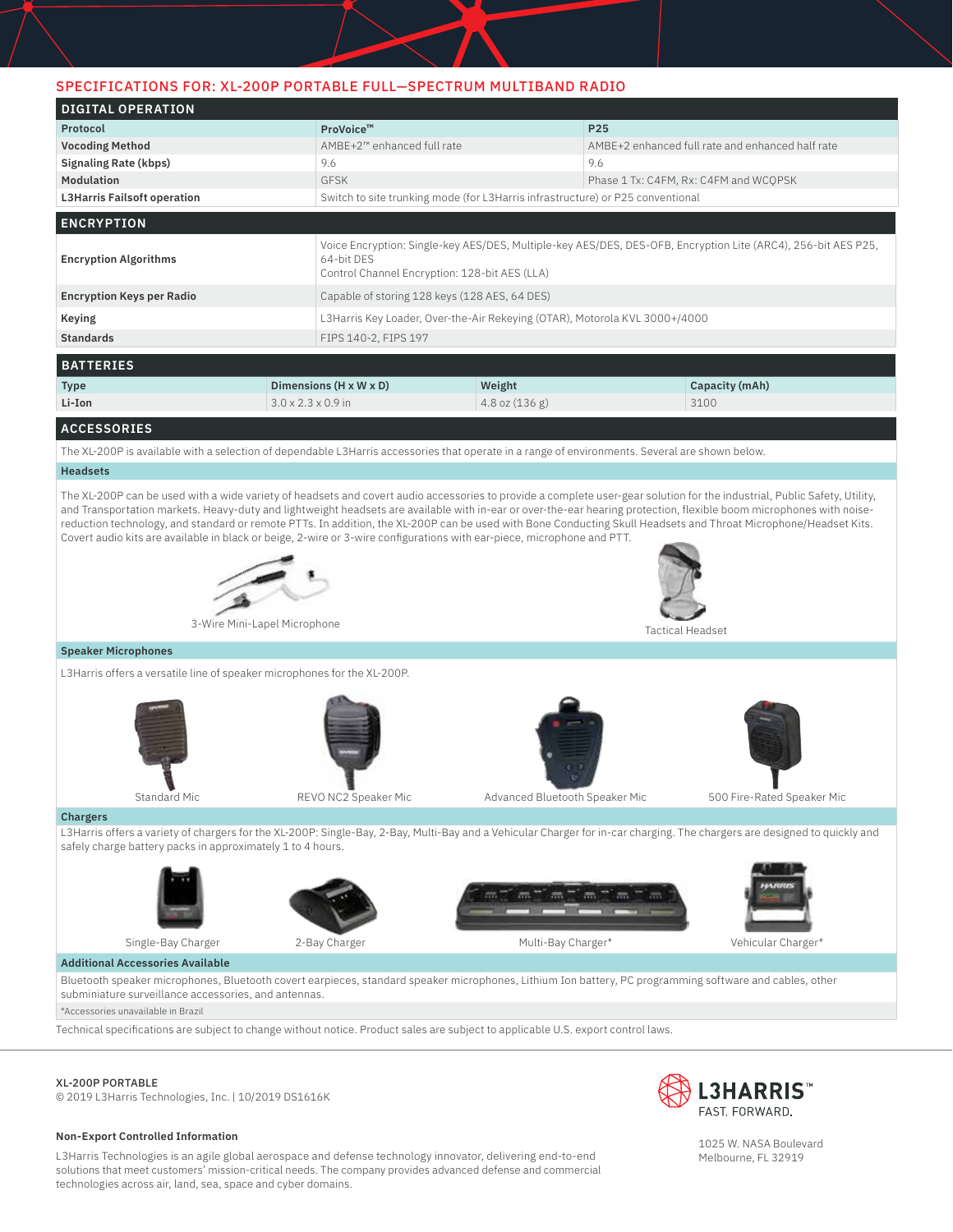## SPECIFICATIONS FOR: XL-200P PORTABLE FULL—SPECTRUM MULTIBAND RADIO

### DIGITAL OPERATION

| Protocol | ProVoice™ | P25 |
|---|---|---|
| Vocoding Method | AMBE+2™ enhanced full rate | AMBE+2 enhanced full rate and enhanced half rate |
| Signaling Rate (kbps) | 9.6 | 9.6 |
| Modulation | GFSK | Phase 1 Tx: C4FM, Rx: C4FM and WCQPSK |
| L3Harris Failsoft operation | Switch to site trunking mode (for L3Harris infrastructure) or P25 conventional | |

### ENCRYPTION

| | |
|---|---|
| Encryption Algorithms | Voice Encryption: Single-key AES/DES, Multiple-key AES/DES, DES-OFB, Encryption Lite (ARC4), 256-bit AES P25, 64-bit DES<br>Control Channel Encryption: 128-bit AES (LLA) |
| Encryption Keys per Radio | Capable of storing 128 keys (128 AES, 64 DES) |
| Keying | L3Harris Key Loader, Over-the-Air Rekeying (OTAR), Motorola KVL 3000+/4000 |
| Standards | FIPS 140-2, FIPS 197 |

### BATTERIES

| Type | Dimensions (H x W x D) | Weight | Capacity (mAh) |
|---|---|---|---|
| Li-Ion | 3.0 x 2.3 x 0.9 in | 4.8 oz (136 g) | 3100 |

### ACCESSORIES

The XL-200P is available with a selection of dependable L3Harris accessories that operate in a range of environments. Several are shown below.

#### Headsets

The XL-200P can be used with a wide variety of headsets and covert audio accessories to provide a complete user-gear solution for the industrial, Public Safety, Utility, and Transportation markets. Heavy-duty and lightweight headsets are available with in-ear or over-the-ear hearing protection, flexible boom microphones with noise-reduction technology, and standard or remote PTTs. In addition, the XL-200P can be used with Bone Conducting Skull Headsets and Throat Microphone/Headset Kits. Covert audio kits are available in black or beige, 2-wire or 3-wire configurations with ear-piece, microphone and PTT.

3-Wire Mini-Lapel Microphone

Tactical Headset

#### Speaker Microphones

L3Harris offers a versatile line of speaker microphones for the XL-200P.

Standard Mic

REVO NC2 Speaker Mic

Advanced Bluetooth Speaker Mic

500 Fire-Rated Speaker Mic

#### Chargers

L3Harris offers a variety of chargers for the XL-200P: Single-Bay, 2-Bay, Multi-Bay and a Vehicular Charger for in-car charging. The chargers are designed to quickly and safely charge battery packs in approximately 1 to 4 hours.

Single-Bay Charger

2-Bay Charger

Multi-Bay Charger*

Vehicular Charger*

#### Additional Accessories Available

Bluetooth speaker microphones, Bluetooth covert earpieces, standard speaker microphones, Lithium Ion battery, PC programming software and cables, other subminiature surveillance accessories, and antennas.

*Accessories unavailable in Brazil

Technical specifications are subject to change without notice. Product sales are subject to applicable U.S. export control laws.

**XL-200P PORTABLE**
© 2019 L3Harris Technologies, Inc. | 10/2019 DS1616K

L3HARRIS™
FAST. FORWARD.

**Non-Export Controlled Information**

L3Harris Technologies is an agile global aerospace and defense technology innovator, delivering end-to-end solutions that meet customers' mission-critical needs. The company provides advanced defense and commercial technologies across air, land, sea, space and cyber domains.

1025 W. NASA Boulevard
Melbourne, FL 32919